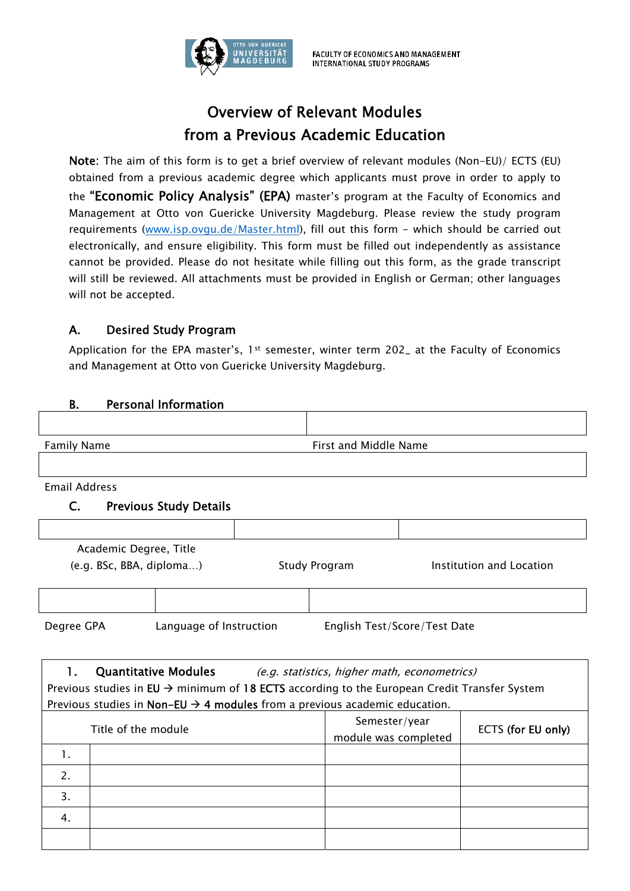FACULTY OF ECONOMICS AND MANAGEMENT
INTERNATIONAL STUDY PROGRAMS

# Overview of Relevant Modules from a Previous Academic Education

**Note:** The aim of this form is to get a brief overview of relevant modules (Non-EU)/ ECTS (EU) obtained from a previous academic degree which applicants must prove in order to apply to the **"Economic Policy Analysis" (EPA)** master's program at the Faculty of Economics and Management at Otto von Guericke University Magdeburg. Please review the study program requirements (www.isp.ovgu.de/Master.html), fill out this form - which should be carried out electronically, and ensure eligibility. This form must be filled out independently as assistance cannot be provided. Please do not hesitate while filling out this form, as the grade transcript will still be reviewed. All attachments must be provided in English or German; other languages will not be accepted.

## A. Desired Study Program

Application for the EPA master's, 1st semester, winter term 202_ at the Faculty of Economics and Management at Otto von Guericke University Magdeburg.

## B. Personal Information

| | |
|---|---|
| | |
| Family Name | First and Middle Name |

| |
|---|
| |
| Email Address |

## C. Previous Study Details

| | | |
|---|---|---|
| | | |
| Academic Degree, Title (e.g. BSc, BBA, diploma…) | Study Program | Institution and Location |

| | | |
|---|---|---|
| | | |
| Degree GPA | Language of Instruction | English Test/Score/Test Date |

**1. Quantitative Modules** *(e.g. statistics, higher math, econometrics)*
Previous studies in **EU** → minimum of **18 ECTS** according to the European Credit Transfer System
Previous studies in **Non-EU** → **4 modules** from a previous academic education.

| | Title of the module | Semester/year module was completed | ECTS **(for EU only)** |
|---|---|---|---|
| 1. | | | |
| 2. | | | |
| 3. | | | |
| 4. | | | |
| | | | |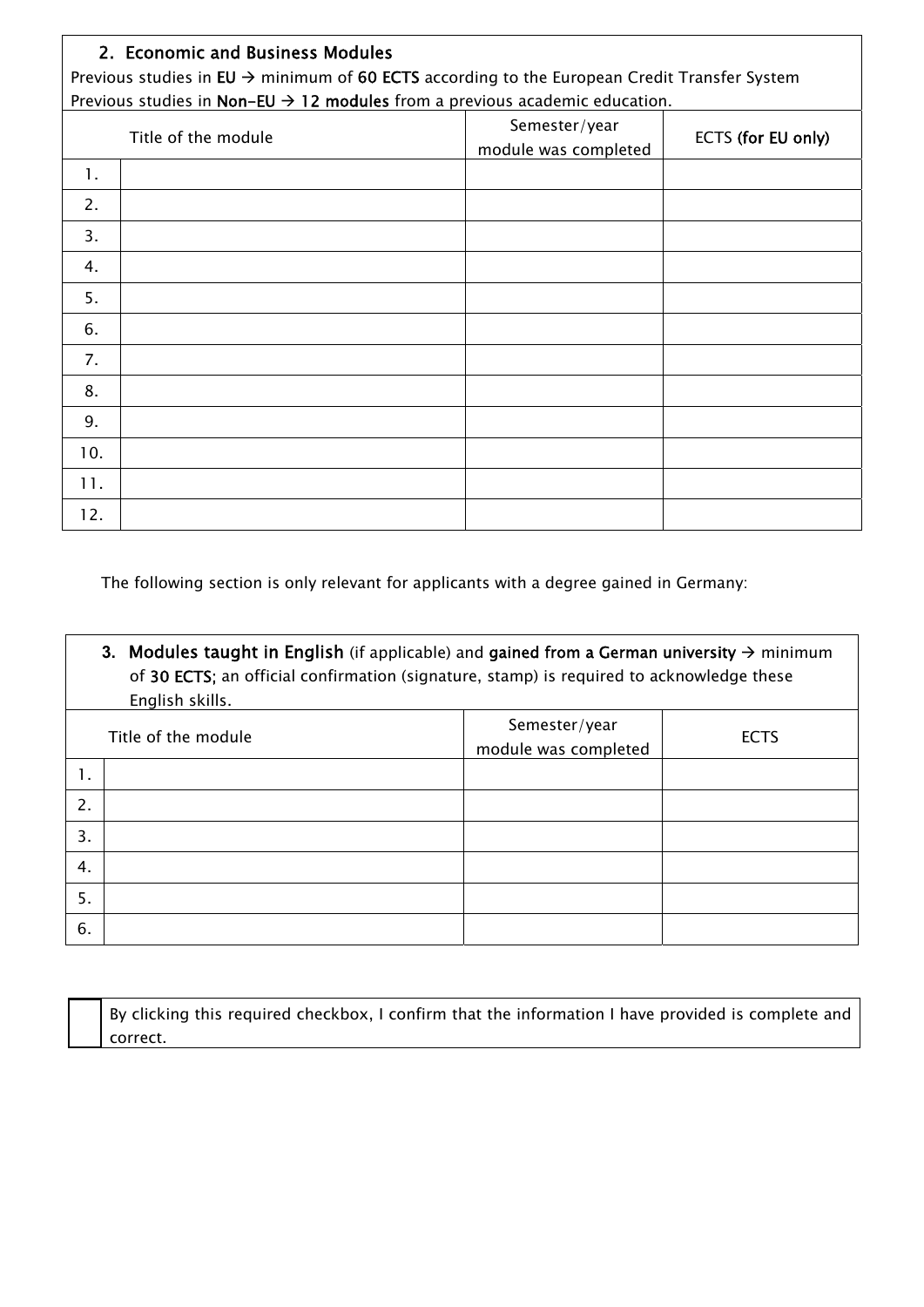## 2. Economic and Business Modules

Previous studies in **EU** → minimum of **60 ECTS** according to the European Credit Transfer System
Previous studies in **Non-EU** → **12 modules** from a previous academic education.

| | Title of the module | Semester/year module was completed | ECTS **(for EU only)** |
|---|---|---|---|
| 1. | | | |
| 2. | | | |
| 3. | | | |
| 4. | | | |
| 5. | | | |
| 6. | | | |
| 7. | | | |
| 8. | | | |
| 9. | | | |
| 10. | | | |
| 11. | | | |
| 12. | | | |

The following section is only relevant for applicants with a degree gained in Germany:

## 3. Modules taught in English (if applicable) and gained from a German university → minimum of 30 ECTS; an official confirmation (signature, stamp) is required to acknowledge these English skills.

| | Title of the module | Semester/year module was completed | ECTS |
|---|---|---|---|
| 1. | | | |
| 2. | | | |
| 3. | | | |
| 4. | | | |
| 5. | | | |
| 6. | | | |

☐ By clicking this required checkbox, I confirm that the information I have provided is complete and correct.